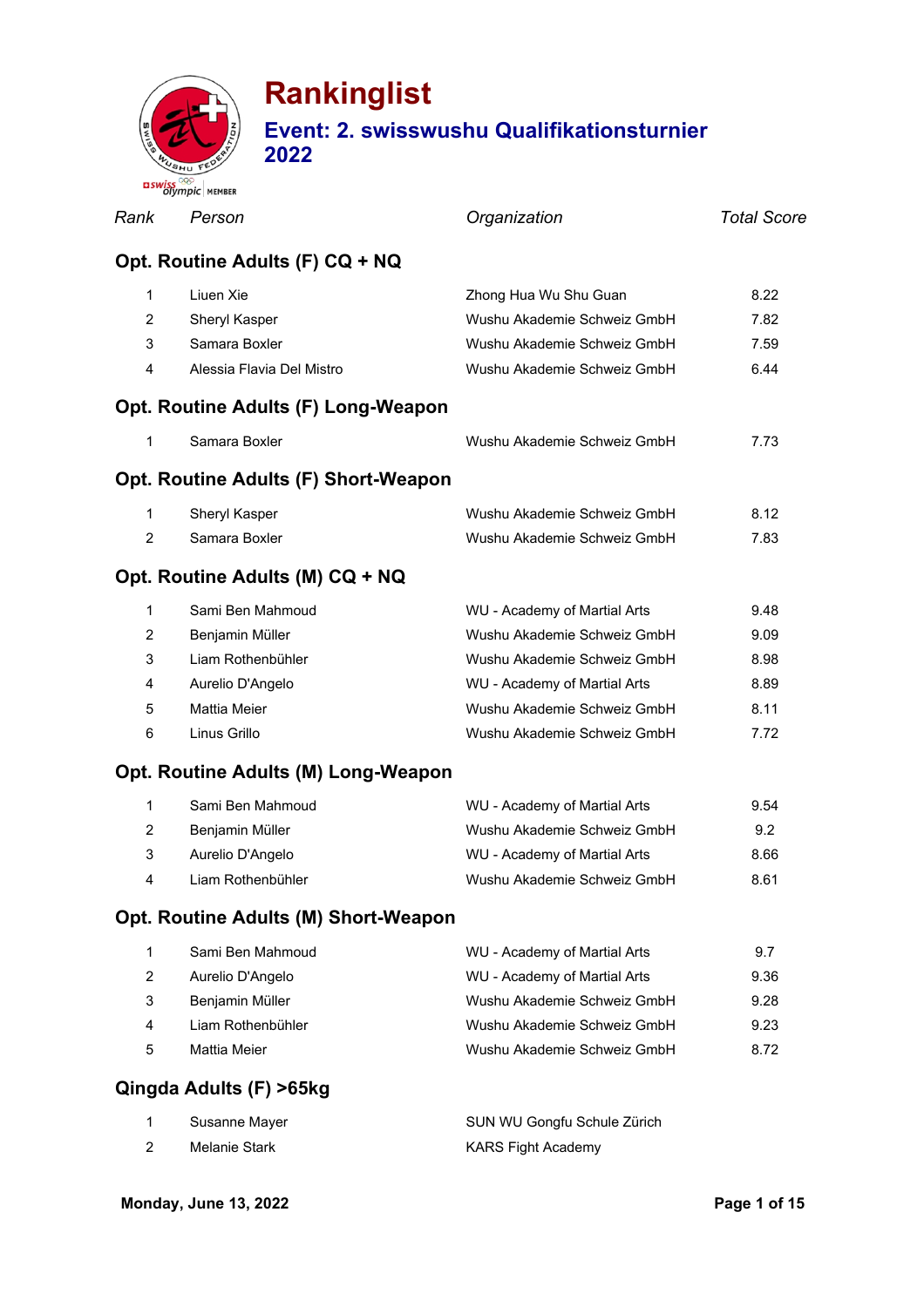# Rankinglist

## Event: 2. swisswushu Qualifikationsturnier 2022

| *Rank* | *Person* | *Organization* | *Total Score* |
|---|---|---|---|

### Opt. Routine Adults (F) CQ + NQ

| Rank | Person | Organization | Total Score |
|---|---|---|---|
| 1 | Liuen Xie | Zhong Hua Wu Shu Guan | 8.22 |
| 2 | Sheryl Kasper | Wushu Akademie Schweiz GmbH | 7.82 |
| 3 | Samara Boxler | Wushu Akademie Schweiz GmbH | 7.59 |
| 4 | Alessia Flavia Del Mistro | Wushu Akademie Schweiz GmbH | 6.44 |

### Opt. Routine Adults (F) Long-Weapon

| Rank | Person | Organization | Total Score |
|---|---|---|---|
| 1 | Samara Boxler | Wushu Akademie Schweiz GmbH | 7.73 |

### Opt. Routine Adults (F) Short-Weapon

| Rank | Person | Organization | Total Score |
|---|---|---|---|
| 1 | Sheryl Kasper | Wushu Akademie Schweiz GmbH | 8.12 |
| 2 | Samara Boxler | Wushu Akademie Schweiz GmbH | 7.83 |

### Opt. Routine Adults (M) CQ + NQ

| Rank | Person | Organization | Total Score |
|---|---|---|---|
| 1 | Sami Ben Mahmoud | WU - Academy of Martial Arts | 9.48 |
| 2 | Benjamin Müller | Wushu Akademie Schweiz GmbH | 9.09 |
| 3 | Liam Rothenbühler | Wushu Akademie Schweiz GmbH | 8.98 |
| 4 | Aurelio D'Angelo | WU - Academy of Martial Arts | 8.89 |
| 5 | Mattia Meier | Wushu Akademie Schweiz GmbH | 8.11 |
| 6 | Linus Grillo | Wushu Akademie Schweiz GmbH | 7.72 |

### Opt. Routine Adults (M) Long-Weapon

| Rank | Person | Organization | Total Score |
|---|---|---|---|
| 1 | Sami Ben Mahmoud | WU - Academy of Martial Arts | 9.54 |
| 2 | Benjamin Müller | Wushu Akademie Schweiz GmbH | 9.2 |
| 3 | Aurelio D'Angelo | WU - Academy of Martial Arts | 8.66 |
| 4 | Liam Rothenbühler | Wushu Akademie Schweiz GmbH | 8.61 |

### Opt. Routine Adults (M) Short-Weapon

| Rank | Person | Organization | Total Score |
|---|---|---|---|
| 1 | Sami Ben Mahmoud | WU - Academy of Martial Arts | 9.7 |
| 2 | Aurelio D'Angelo | WU - Academy of Martial Arts | 9.36 |
| 3 | Benjamin Müller | Wushu Akademie Schweiz GmbH | 9.28 |
| 4 | Liam Rothenbühler | Wushu Akademie Schweiz GmbH | 9.23 |
| 5 | Mattia Meier | Wushu Akademie Schweiz GmbH | 8.72 |

### Qingda Adults (F) >65kg

| Rank | Person | Organization | Total Score |
|---|---|---|---|
| 1 | Susanne Mayer | SUN WU Gongfu Schule Zürich | |
| 2 | Melanie Stark | KARS Fight Academy | |

**Monday, June 13, 2022**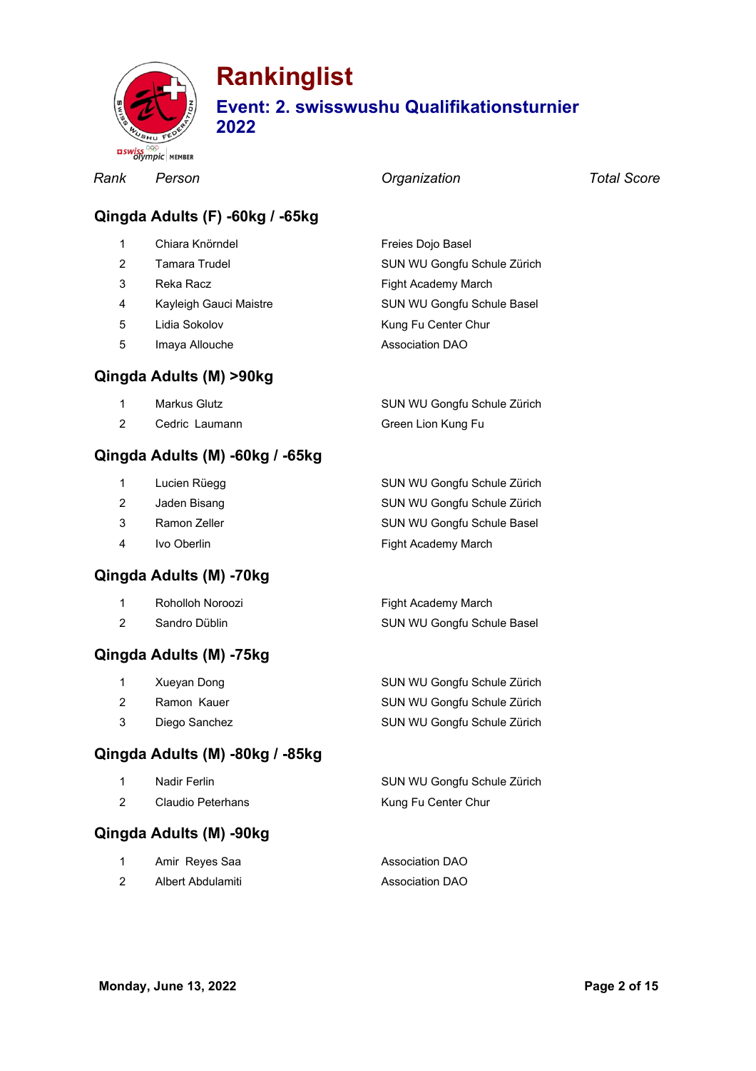# Rankinglist

## Event: 2. swisswushu Qualifikationsturnier 2022

| Rank | Person | Organization | Total Score |
|---|---|---|---|

### Qingda Adults (F) -60kg / -65kg

| Rank | Person | Organization | Total Score |
|---|---|---|---|
| 1 | Chiara Knörndel | Freies Dojo Basel | |
| 2 | Tamara Trudel | SUN WU Gongfu Schule Zürich | |
| 3 | Reka Racz | Fight Academy March | |
| 4 | Kayleigh Gauci Maistre | SUN WU Gongfu Schule Basel | |
| 5 | Lidia Sokolov | Kung Fu Center Chur | |
| 5 | Imaya Allouche | Association DAO | |

### Qingda Adults (M) >90kg

| Rank | Person | Organization | Total Score |
|---|---|---|---|
| 1 | Markus Glutz | SUN WU Gongfu Schule Zürich | |
| 2 | Cedric Laumann | Green Lion Kung Fu | |

### Qingda Adults (M) -60kg / -65kg

| Rank | Person | Organization | Total Score |
|---|---|---|---|
| 1 | Lucien Rüegg | SUN WU Gongfu Schule Zürich | |
| 2 | Jaden Bisang | SUN WU Gongfu Schule Zürich | |
| 3 | Ramon Zeller | SUN WU Gongfu Schule Basel | |
| 4 | Ivo Oberlin | Fight Academy March | |

### Qingda Adults (M) -70kg

| Rank | Person | Organization | Total Score |
|---|---|---|---|
| 1 | Roholloh Noroozi | Fight Academy March | |
| 2 | Sandro Düblin | SUN WU Gongfu Schule Basel | |

### Qingda Adults (M) -75kg

| Rank | Person | Organization | Total Score |
|---|---|---|---|
| 1 | Xueyan Dong | SUN WU Gongfu Schule Zürich | |
| 2 | Ramon Kauer | SUN WU Gongfu Schule Zürich | |
| 3 | Diego Sanchez | SUN WU Gongfu Schule Zürich | |

### Qingda Adults (M) -80kg / -85kg

| Rank | Person | Organization | Total Score |
|---|---|---|---|
| 1 | Nadir Ferlin | SUN WU Gongfu Schule Zürich | |
| 2 | Claudio Peterhans | Kung Fu Center Chur | |

### Qingda Adults (M) -90kg

| Rank | Person | Organization | Total Score |
|---|---|---|---|
| 1 | Amir Reyes Saa | Association DAO | |
| 2 | Albert Abdulamiti | Association DAO | |

Monday, June 13, 2022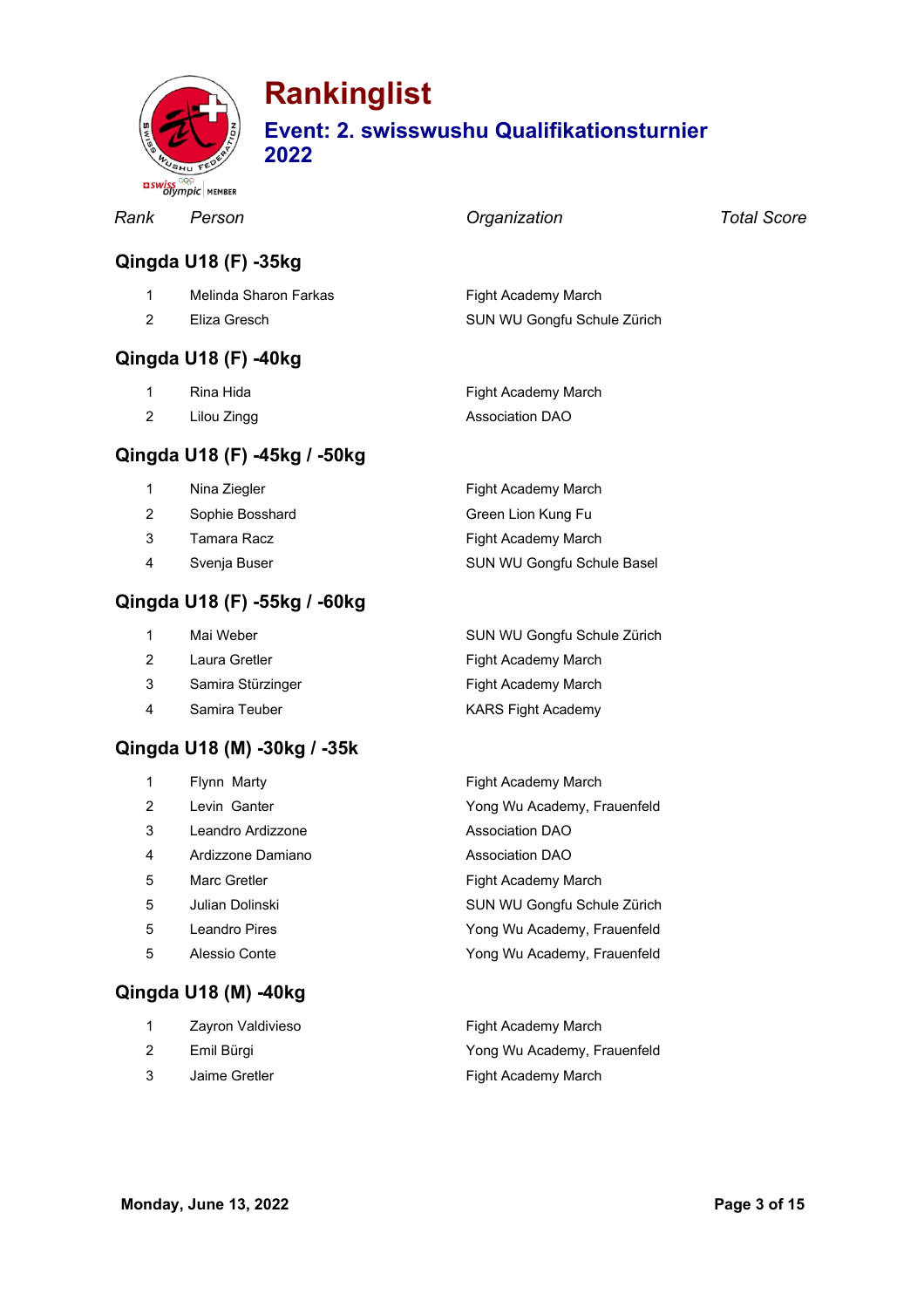# Rankinglist

## Event: 2. swisswushu Qualifikationsturnier 2022

| Rank | Person | Organization | Total Score |
|---|---|---|---|

### Qingda U18 (F) -35kg

| Rank | Person | Organization | Total Score |
|---|---|---|---|
| 1 | Melinda Sharon Farkas | Fight Academy March | |
| 2 | Eliza Gresch | SUN WU Gongfu Schule Zürich | |

### Qingda U18 (F) -40kg

| Rank | Person | Organization | Total Score |
|---|---|---|---|
| 1 | Rina Hida | Fight Academy March | |
| 2 | Lilou Zingg | Association DAO | |

### Qingda U18 (F) -45kg / -50kg

| Rank | Person | Organization | Total Score |
|---|---|---|---|
| 1 | Nina Ziegler | Fight Academy March | |
| 2 | Sophie Bosshard | Green Lion Kung Fu | |
| 3 | Tamara Racz | Fight Academy March | |
| 4 | Svenja Buser | SUN WU Gongfu Schule Basel | |

### Qingda U18 (F) -55kg / -60kg

| Rank | Person | Organization | Total Score |
|---|---|---|---|
| 1 | Mai Weber | SUN WU Gongfu Schule Zürich | |
| 2 | Laura Gretler | Fight Academy March | |
| 3 | Samira Stürzinger | Fight Academy March | |
| 4 | Samira Teuber | KARS Fight Academy | |

### Qingda U18 (M) -30kg / -35k

| Rank | Person | Organization | Total Score |
|---|---|---|---|
| 1 | Flynn Marty | Fight Academy March | |
| 2 | Levin Ganter | Yong Wu Academy, Frauenfeld | |
| 3 | Leandro Ardizzone | Association DAO | |
| 4 | Ardizzone Damiano | Association DAO | |
| 5 | Marc Gretler | Fight Academy March | |
| 5 | Julian Dolinski | SUN WU Gongfu Schule Zürich | |
| 5 | Leandro Pires | Yong Wu Academy, Frauenfeld | |
| 5 | Alessio Conte | Yong Wu Academy, Frauenfeld | |

### Qingda U18 (M) -40kg

| Rank | Person | Organization | Total Score |
|---|---|---|---|
| 1 | Zayron Valdivieso | Fight Academy March | |
| 2 | Emil Bürgi | Yong Wu Academy, Frauenfeld | |
| 3 | Jaime Gretler | Fight Academy March | |

**Monday, June 13, 2022**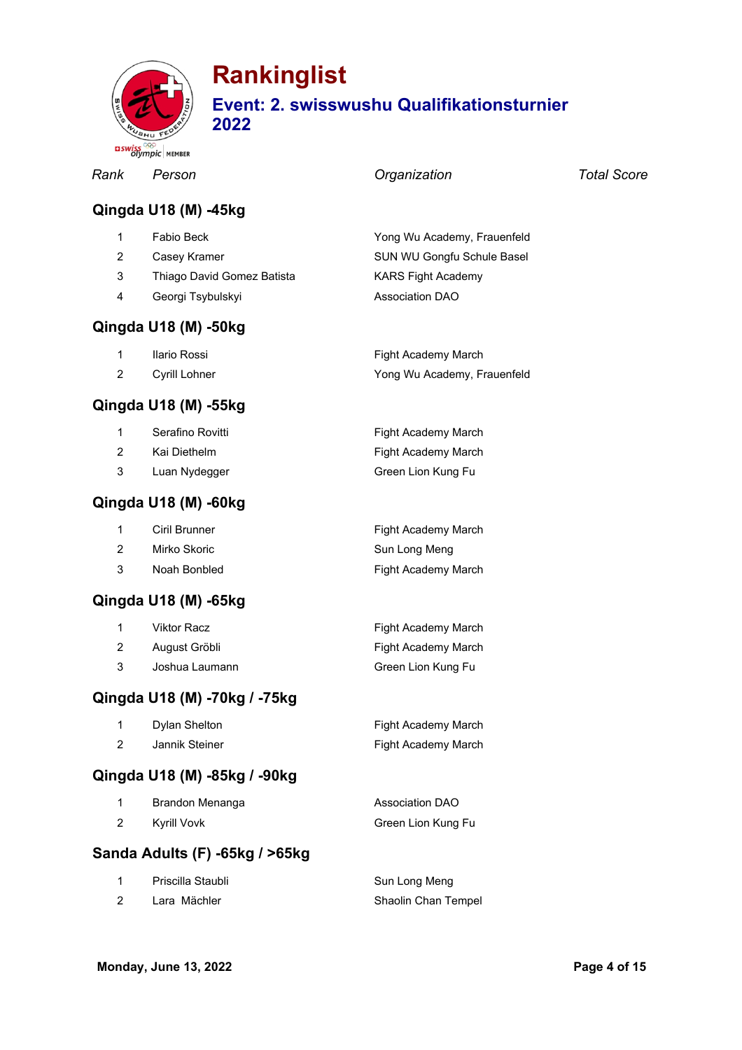# Rankinglist

## Event: 2. swisswushu Qualifikationsturnier 2022

| *Rank* | *Person* | *Organization* | *Total Score* |
| --- | --- | --- | --- |

### Qingda U18 (M) -45kg

| Rank | Person | Organization | Total Score |
| --- | --- | --- | --- |
| 1 | Fabio Beck | Yong Wu Academy, Frauenfeld | |
| 2 | Casey Kramer | SUN WU Gongfu Schule Basel | |
| 3 | Thiago David Gomez Batista | KARS Fight Academy | |
| 4 | Georgi Tsybulskyi | Association DAO | |

### Qingda U18 (M) -50kg

| Rank | Person | Organization | Total Score |
| --- | --- | --- | --- |
| 1 | Ilario Rossi | Fight Academy March | |
| 2 | Cyrill Lohner | Yong Wu Academy, Frauenfeld | |

### Qingda U18 (M) -55kg

| Rank | Person | Organization | Total Score |
| --- | --- | --- | --- |
| 1 | Serafino Rovitti | Fight Academy March | |
| 2 | Kai Diethelm | Fight Academy March | |
| 3 | Luan Nydegger | Green Lion Kung Fu | |

### Qingda U18 (M) -60kg

| Rank | Person | Organization | Total Score |
| --- | --- | --- | --- |
| 1 | Ciril Brunner | Fight Academy March | |
| 2 | Mirko Skoric | Sun Long Meng | |
| 3 | Noah Bonbled | Fight Academy March | |

### Qingda U18 (M) -65kg

| Rank | Person | Organization | Total Score |
| --- | --- | --- | --- |
| 1 | Viktor Racz | Fight Academy March | |
| 2 | August Gröbli | Fight Academy March | |
| 3 | Joshua Laumann | Green Lion Kung Fu | |

### Qingda U18 (M) -70kg / -75kg

| Rank | Person | Organization | Total Score |
| --- | --- | --- | --- |
| 1 | Dylan Shelton | Fight Academy March | |
| 2 | Jannik Steiner | Fight Academy March | |

### Qingda U18 (M) -85kg / -90kg

| Rank | Person | Organization | Total Score |
| --- | --- | --- | --- |
| 1 | Brandon Menanga | Association DAO | |
| 2 | Kyrill Vovk | Green Lion Kung Fu | |

### Sanda Adults (F) -65kg / >65kg

| Rank | Person | Organization | Total Score |
| --- | --- | --- | --- |
| 1 | Priscilla Staubli | Sun Long Meng | |
| 2 | Lara  Mächler | Shaolin Chan Tempel | |

**Monday, June 13, 2022**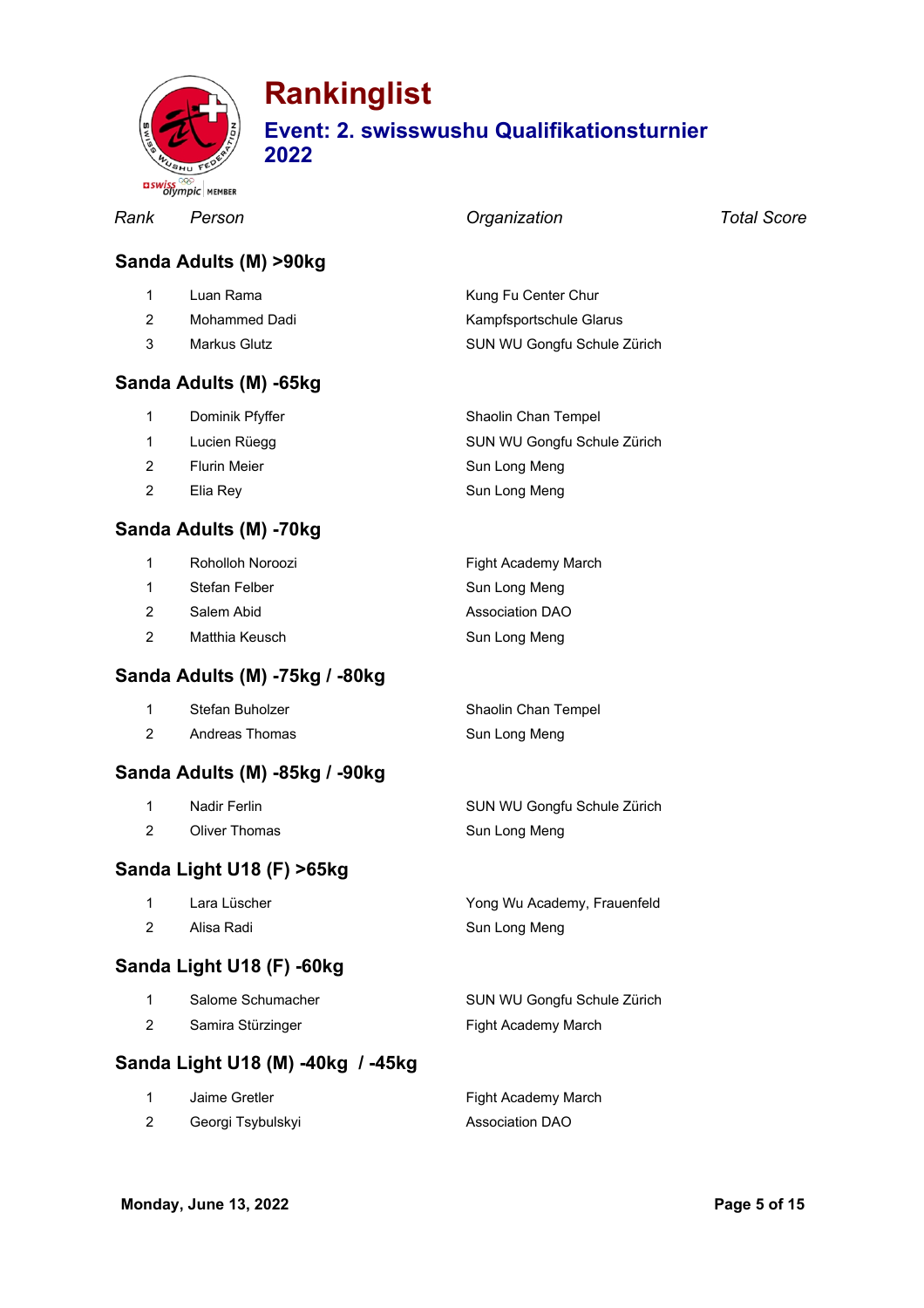# Rankinglist

## Event: 2. swisswushu Qualifikationsturnier 2022

| *Rank* | *Person* | *Organization* | *Total Score* |
|---|---|---|---|

### Sanda Adults (M) >90kg

| Rank | Person | Organization | Total Score |
|---|---|---|---|
| 1 | Luan Rama | Kung Fu Center Chur | |
| 2 | Mohammed Dadi | Kampfsportschule Glarus | |
| 3 | Markus Glutz | SUN WU Gongfu Schule Zürich | |

### Sanda Adults (M) -65kg

| Rank | Person | Organization | Total Score |
|---|---|---|---|
| 1 | Dominik Pfyffer | Shaolin Chan Tempel | |
| 1 | Lucien Rüegg | SUN WU Gongfu Schule Zürich | |
| 2 | Flurin Meier | Sun Long Meng | |
| 2 | Elia Rey | Sun Long Meng | |

### Sanda Adults (M) -70kg

| Rank | Person | Organization | Total Score |
|---|---|---|---|
| 1 | Roholloh Noroozi | Fight Academy March | |
| 1 | Stefan Felber | Sun Long Meng | |
| 2 | Salem Abid | Association DAO | |
| 2 | Matthia Keusch | Sun Long Meng | |

### Sanda Adults (M) -75kg / -80kg

| Rank | Person | Organization | Total Score |
|---|---|---|---|
| 1 | Stefan Buholzer | Shaolin Chan Tempel | |
| 2 | Andreas Thomas | Sun Long Meng | |

### Sanda Adults (M) -85kg / -90kg

| Rank | Person | Organization | Total Score |
|---|---|---|---|
| 1 | Nadir Ferlin | SUN WU Gongfu Schule Zürich | |
| 2 | Oliver Thomas | Sun Long Meng | |

### Sanda Light U18 (F) >65kg

| Rank | Person | Organization | Total Score |
|---|---|---|---|
| 1 | Lara Lüscher | Yong Wu Academy, Frauenfeld | |
| 2 | Alisa Radi | Sun Long Meng | |

### Sanda Light U18 (F) -60kg

| Rank | Person | Organization | Total Score |
|---|---|---|---|
| 1 | Salome Schumacher | SUN WU Gongfu Schule Zürich | |
| 2 | Samira Stürzinger | Fight Academy March | |

### Sanda Light U18 (M) -40kg / -45kg

| Rank | Person | Organization | Total Score |
|---|---|---|---|
| 1 | Jaime Gretler | Fight Academy March | |
| 2 | Georgi Tsybulskyi | Association DAO | |

**Monday, June 13, 2022**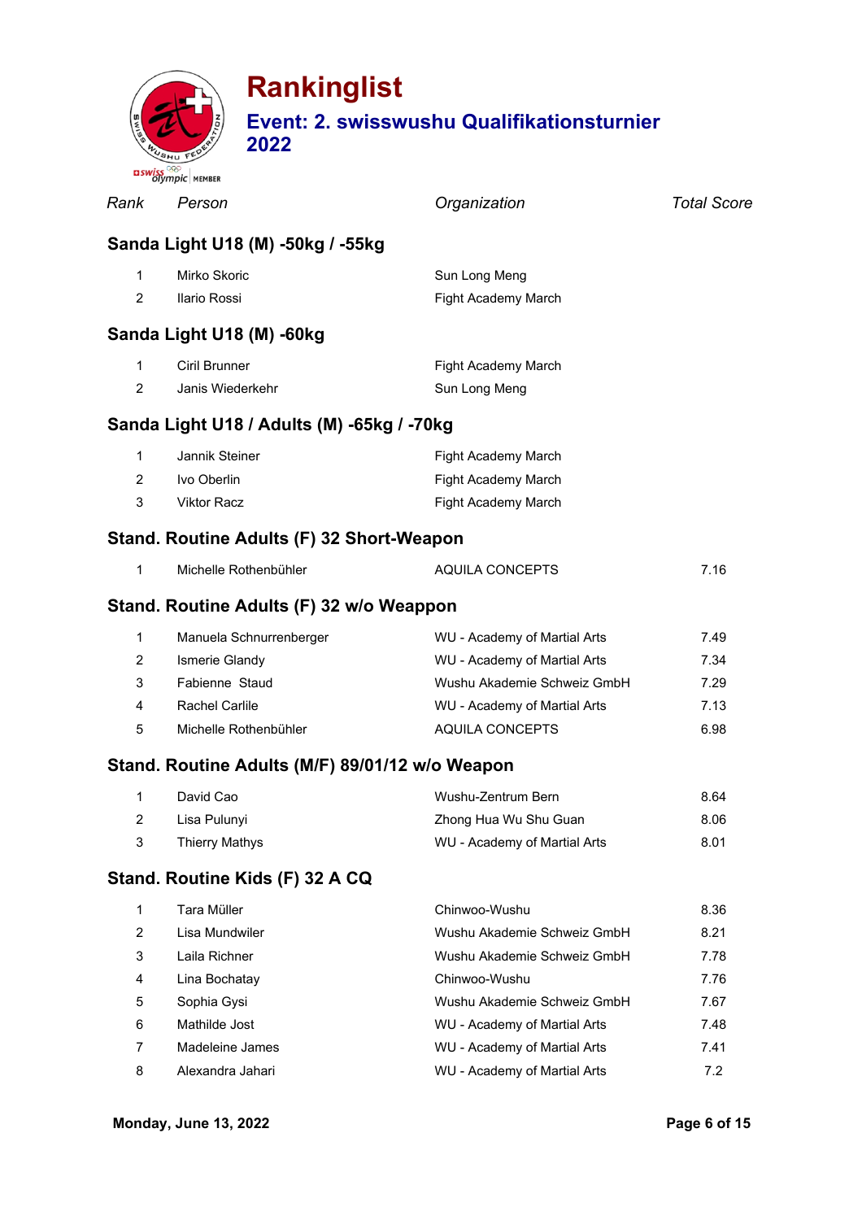# Rankinglist

## Event: 2. swisswushu Qualifikationsturnier 2022

| Rank | Person | Organization | Total Score |
|---|---|---|---|

### Sanda Light U18 (M) -50kg / -55kg

| Rank | Person | Organization | Total Score |
|---|---|---|---|
| 1 | Mirko Skoric | Sun Long Meng | |
| 2 | Ilario Rossi | Fight Academy March | |

### Sanda Light U18 (M) -60kg

| Rank | Person | Organization | Total Score |
|---|---|---|---|
| 1 | Ciril Brunner | Fight Academy March | |
| 2 | Janis Wiederkehr | Sun Long Meng | |

### Sanda Light U18 / Adults (M) -65kg / -70kg

| Rank | Person | Organization | Total Score |
|---|---|---|---|
| 1 | Jannik Steiner | Fight Academy March | |
| 2 | Ivo Oberlin | Fight Academy March | |
| 3 | Viktor Racz | Fight Academy March | |

### Stand. Routine Adults (F) 32 Short-Weapon

| Rank | Person | Organization | Total Score |
|---|---|---|---|
| 1 | Michelle Rothenbühler | AQUILA CONCEPTS | 7.16 |

### Stand. Routine Adults (F) 32 w/o Weappon

| Rank | Person | Organization | Total Score |
|---|---|---|---|
| 1 | Manuela Schnurrenberger | WU - Academy of Martial Arts | 7.49 |
| 2 | Ismerie Glandy | WU - Academy of Martial Arts | 7.34 |
| 3 | Fabienne Staud | Wushu Akademie Schweiz GmbH | 7.29 |
| 4 | Rachel Carlile | WU - Academy of Martial Arts | 7.13 |
| 5 | Michelle Rothenbühler | AQUILA CONCEPTS | 6.98 |

### Stand. Routine Adults (M/F) 89/01/12 w/o Weapon

| Rank | Person | Organization | Total Score |
|---|---|---|---|
| 1 | David Cao | Wushu-Zentrum Bern | 8.64 |
| 2 | Lisa Pulunyi | Zhong Hua Wu Shu Guan | 8.06 |
| 3 | Thierry Mathys | WU - Academy of Martial Arts | 8.01 |

### Stand. Routine Kids (F) 32 A CQ

| Rank | Person | Organization | Total Score |
|---|---|---|---|
| 1 | Tara Müller | Chinwoo-Wushu | 8.36 |
| 2 | Lisa Mundwiler | Wushu Akademie Schweiz GmbH | 8.21 |
| 3 | Laila Richner | Wushu Akademie Schweiz GmbH | 7.78 |
| 4 | Lina Bochatay | Chinwoo-Wushu | 7.76 |
| 5 | Sophia Gysi | Wushu Akademie Schweiz GmbH | 7.67 |
| 6 | Mathilde Jost | WU - Academy of Martial Arts | 7.48 |
| 7 | Madeleine James | WU - Academy of Martial Arts | 7.41 |
| 8 | Alexandra Jahari | WU - Academy of Martial Arts | 7.2 |

**Monday, June 13, 2022**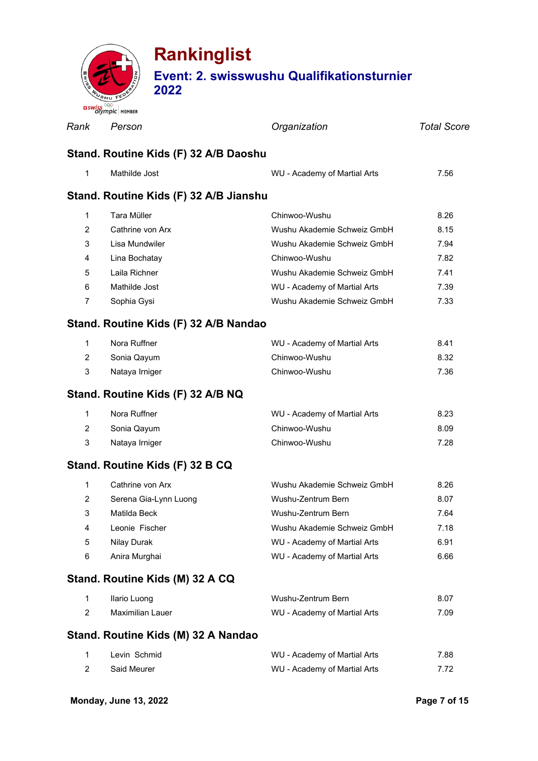# Rankinglist

## Event: 2. swisswushu Qualifikationsturnier 2022

| *Rank* | *Person* | *Organization* | *Total Score* |
|---|---|---|---|

### Stand. Routine Kids (F) 32 A/B Daoshu

| Rank | Person | Organization | Total Score |
|---|---|---|---|
| 1 | Mathilde Jost | WU - Academy of Martial Arts | 7.56 |

### Stand. Routine Kids (F) 32 A/B Jianshu

| Rank | Person | Organization | Total Score |
|---|---|---|---|
| 1 | Tara Müller | Chinwoo-Wushu | 8.26 |
| 2 | Cathrine von Arx | Wushu Akademie Schweiz GmbH | 8.15 |
| 3 | Lisa Mundwiler | Wushu Akademie Schweiz GmbH | 7.94 |
| 4 | Lina Bochatay | Chinwoo-Wushu | 7.82 |
| 5 | Laila Richner | Wushu Akademie Schweiz GmbH | 7.41 |
| 6 | Mathilde Jost | WU - Academy of Martial Arts | 7.39 |
| 7 | Sophia Gysi | Wushu Akademie Schweiz GmbH | 7.33 |

### Stand. Routine Kids (F) 32 A/B Nandao

| Rank | Person | Organization | Total Score |
|---|---|---|---|
| 1 | Nora Ruffner | WU - Academy of Martial Arts | 8.41 |
| 2 | Sonia Qayum | Chinwoo-Wushu | 8.32 |
| 3 | Nataya Irniger | Chinwoo-Wushu | 7.36 |

### Stand. Routine Kids (F) 32 A/B NQ

| Rank | Person | Organization | Total Score |
|---|---|---|---|
| 1 | Nora Ruffner | WU - Academy of Martial Arts | 8.23 |
| 2 | Sonia Qayum | Chinwoo-Wushu | 8.09 |
| 3 | Nataya Irniger | Chinwoo-Wushu | 7.28 |

### Stand. Routine Kids (F) 32 B CQ

| Rank | Person | Organization | Total Score |
|---|---|---|---|
| 1 | Cathrine von Arx | Wushu Akademie Schweiz GmbH | 8.26 |
| 2 | Serena Gia-Lynn Luong | Wushu-Zentrum Bern | 8.07 |
| 3 | Matilda Beck | Wushu-Zentrum Bern | 7.64 |
| 4 | Leonie Fischer | Wushu Akademie Schweiz GmbH | 7.18 |
| 5 | Nilay Durak | WU - Academy of Martial Arts | 6.91 |
| 6 | Anira Murghai | WU - Academy of Martial Arts | 6.66 |

### Stand. Routine Kids (M) 32 A CQ

| Rank | Person | Organization | Total Score |
|---|---|---|---|
| 1 | Ilario Luong | Wushu-Zentrum Bern | 8.07 |
| 2 | Maximilian Lauer | WU - Academy of Martial Arts | 7.09 |

### Stand. Routine Kids (M) 32 A Nandao

| Rank | Person | Organization | Total Score |
|---|---|---|---|
| 1 | Levin Schmid | WU - Academy of Martial Arts | 7.88 |
| 2 | Said Meurer | WU - Academy of Martial Arts | 7.72 |

**Monday, June 13, 2022**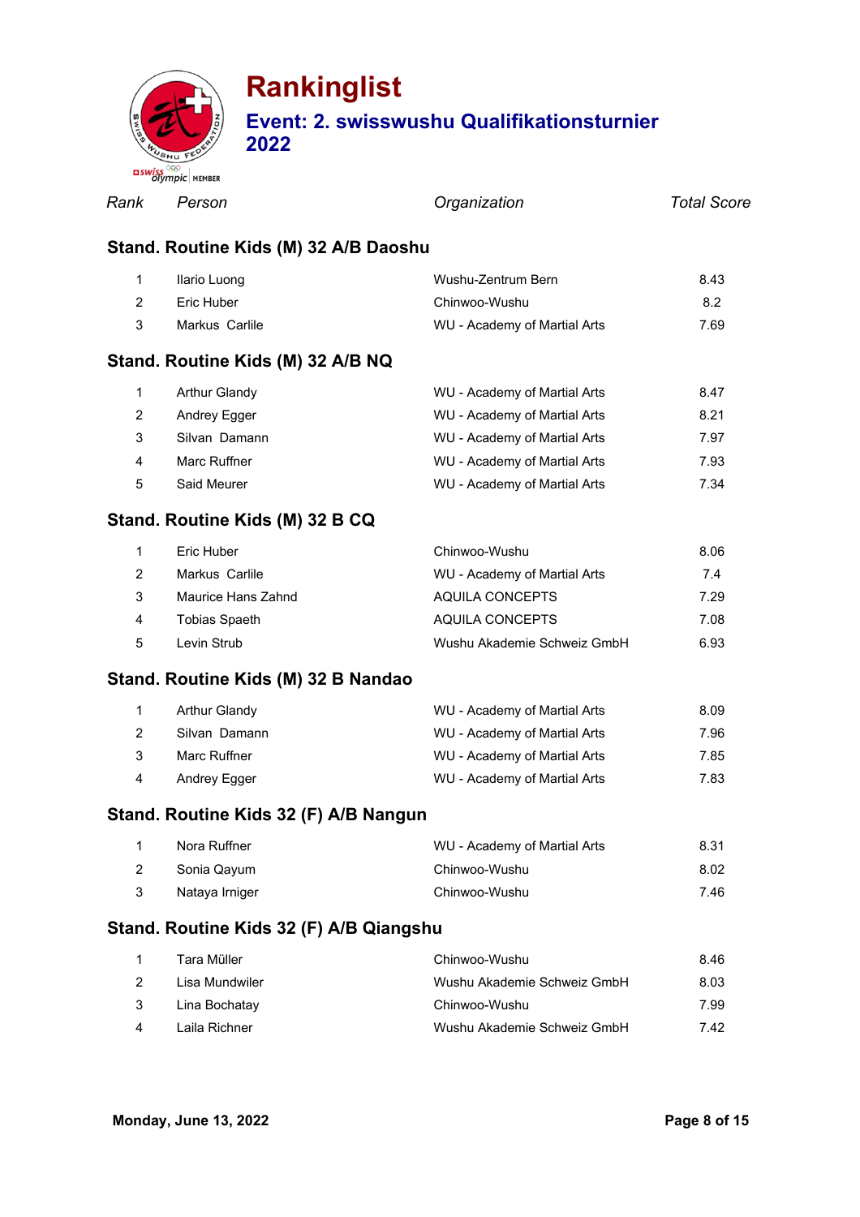# Rankinglist

## Event: 2. swisswushu Qualifikationsturnier 2022

| Rank | Person | Organization | Total Score |
|---|---|---|---|

### Stand. Routine Kids (M) 32 A/B Daoshu

| Rank | Person | Organization | Total Score |
|---|---|---|---|
| 1 | Ilario Luong | Wushu-Zentrum Bern | 8.43 |
| 2 | Eric Huber | Chinwoo-Wushu | 8.2 |
| 3 | Markus Carlile | WU - Academy of Martial Arts | 7.69 |

### Stand. Routine Kids (M) 32 A/B NQ

| Rank | Person | Organization | Total Score |
|---|---|---|---|
| 1 | Arthur Glandy | WU - Academy of Martial Arts | 8.47 |
| 2 | Andrey Egger | WU - Academy of Martial Arts | 8.21 |
| 3 | Silvan Damann | WU - Academy of Martial Arts | 7.97 |
| 4 | Marc Ruffner | WU - Academy of Martial Arts | 7.93 |
| 5 | Said Meurer | WU - Academy of Martial Arts | 7.34 |

### Stand. Routine Kids (M) 32 B CQ

| Rank | Person | Organization | Total Score |
|---|---|---|---|
| 1 | Eric Huber | Chinwoo-Wushu | 8.06 |
| 2 | Markus Carlile | WU - Academy of Martial Arts | 7.4 |
| 3 | Maurice Hans Zahnd | AQUILA CONCEPTS | 7.29 |
| 4 | Tobias Spaeth | AQUILA CONCEPTS | 7.08 |
| 5 | Levin Strub | Wushu Akademie Schweiz GmbH | 6.93 |

### Stand. Routine Kids (M) 32 B Nandao

| Rank | Person | Organization | Total Score |
|---|---|---|---|
| 1 | Arthur Glandy | WU - Academy of Martial Arts | 8.09 |
| 2 | Silvan Damann | WU - Academy of Martial Arts | 7.96 |
| 3 | Marc Ruffner | WU - Academy of Martial Arts | 7.85 |
| 4 | Andrey Egger | WU - Academy of Martial Arts | 7.83 |

### Stand. Routine Kids 32 (F) A/B Nangun

| Rank | Person | Organization | Total Score |
|---|---|---|---|
| 1 | Nora Ruffner | WU - Academy of Martial Arts | 8.31 |
| 2 | Sonia Qayum | Chinwoo-Wushu | 8.02 |
| 3 | Nataya Irniger | Chinwoo-Wushu | 7.46 |

### Stand. Routine Kids 32 (F) A/B Qiangshu

| Rank | Person | Organization | Total Score |
|---|---|---|---|
| 1 | Tara Müller | Chinwoo-Wushu | 8.46 |
| 2 | Lisa Mundwiler | Wushu Akademie Schweiz GmbH | 8.03 |
| 3 | Lina Bochatay | Chinwoo-Wushu | 7.99 |
| 4 | Laila Richner | Wushu Akademie Schweiz GmbH | 7.42 |

**Monday, June 13, 2022**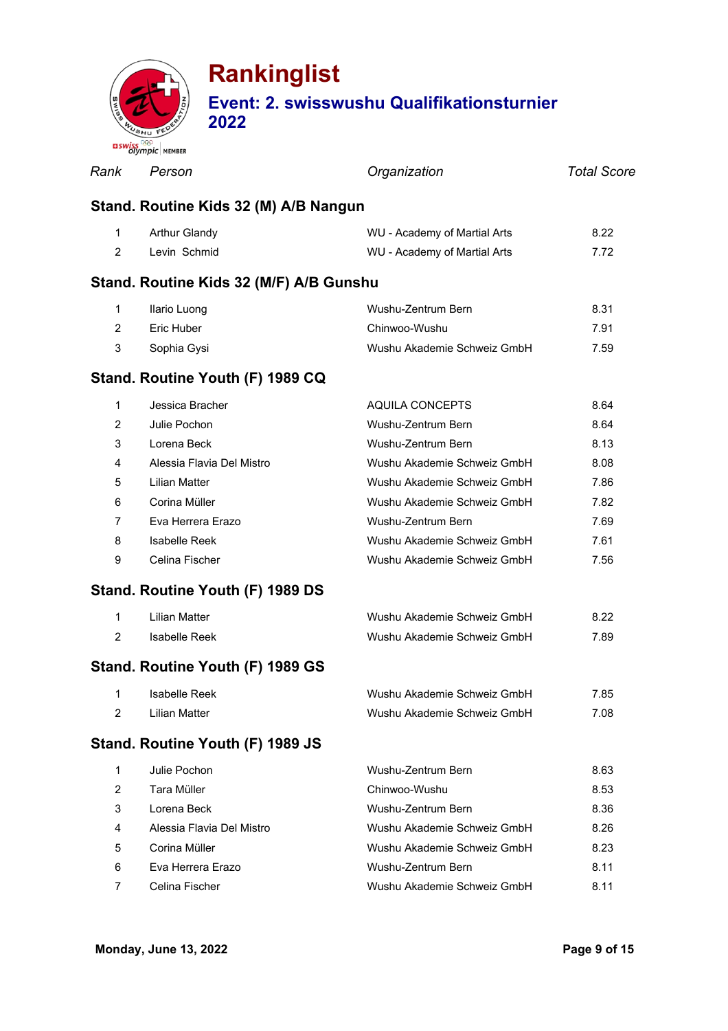# Rankinglist

## Event: 2. swisswushu Qualifikationsturnier 2022

### Stand. Routine Kids 32 (M) A/B Nangun

| Rank | Person | Organization | Total Score |
|---|---|---|---|
| 1 | Arthur Glandy | WU - Academy of Martial Arts | 8.22 |
| 2 | Levin Schmid | WU - Academy of Martial Arts | 7.72 |

### Stand. Routine Kids 32 (M/F) A/B Gunshu

| Rank | Person | Organization | Total Score |
|---|---|---|---|
| 1 | Ilario Luong | Wushu-Zentrum Bern | 8.31 |
| 2 | Eric Huber | Chinwoo-Wushu | 7.91 |
| 3 | Sophia Gysi | Wushu Akademie Schweiz GmbH | 7.59 |

### Stand. Routine Youth (F) 1989 CQ

| Rank | Person | Organization | Total Score |
|---|---|---|---|
| 1 | Jessica Bracher | AQUILA CONCEPTS | 8.64 |
| 2 | Julie Pochon | Wushu-Zentrum Bern | 8.64 |
| 3 | Lorena Beck | Wushu-Zentrum Bern | 8.13 |
| 4 | Alessia Flavia Del Mistro | Wushu Akademie Schweiz GmbH | 8.08 |
| 5 | Lilian Matter | Wushu Akademie Schweiz GmbH | 7.86 |
| 6 | Corina Müller | Wushu Akademie Schweiz GmbH | 7.82 |
| 7 | Eva Herrera Erazo | Wushu-Zentrum Bern | 7.69 |
| 8 | Isabelle Reek | Wushu Akademie Schweiz GmbH | 7.61 |
| 9 | Celina Fischer | Wushu Akademie Schweiz GmbH | 7.56 |

### Stand. Routine Youth (F) 1989 DS

| Rank | Person | Organization | Total Score |
|---|---|---|---|
| 1 | Lilian Matter | Wushu Akademie Schweiz GmbH | 8.22 |
| 2 | Isabelle Reek | Wushu Akademie Schweiz GmbH | 7.89 |

### Stand. Routine Youth (F) 1989 GS

| Rank | Person | Organization | Total Score |
|---|---|---|---|
| 1 | Isabelle Reek | Wushu Akademie Schweiz GmbH | 7.85 |
| 2 | Lilian Matter | Wushu Akademie Schweiz GmbH | 7.08 |

### Stand. Routine Youth (F) 1989 JS

| Rank | Person | Organization | Total Score |
|---|---|---|---|
| 1 | Julie Pochon | Wushu-Zentrum Bern | 8.63 |
| 2 | Tara Müller | Chinwoo-Wushu | 8.53 |
| 3 | Lorena Beck | Wushu-Zentrum Bern | 8.36 |
| 4 | Alessia Flavia Del Mistro | Wushu Akademie Schweiz GmbH | 8.26 |
| 5 | Corina Müller | Wushu Akademie Schweiz GmbH | 8.23 |
| 6 | Eva Herrera Erazo | Wushu-Zentrum Bern | 8.11 |
| 7 | Celina Fischer | Wushu Akademie Schweiz GmbH | 8.11 |

Monday, June 13, 2022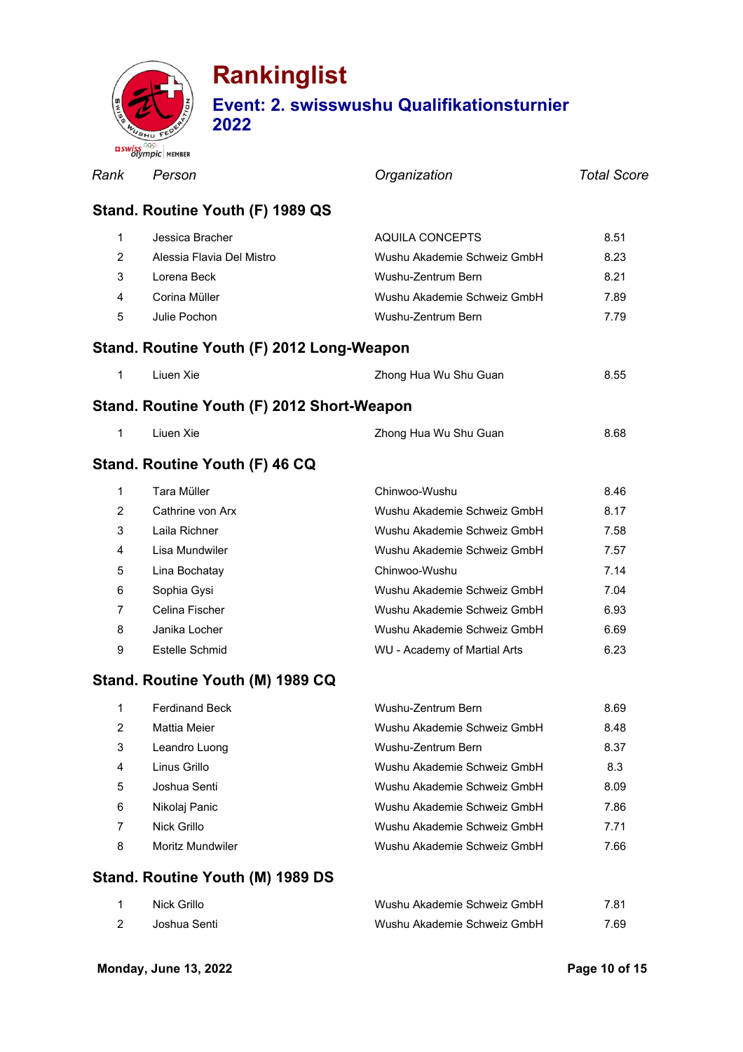# Rankinglist

## Event: 2. swisswushu Qualifikationsturnier 2022

| *Rank* | *Person* | *Organization* | *Total Score* |
|---|---|---|---|

### Stand. Routine Youth (F) 1989 QS

| Rank | Person | Organization | Total Score |
|---|---|---|---|
| 1 | Jessica Bracher | AQUILA CONCEPTS | 8.51 |
| 2 | Alessia Flavia Del Mistro | Wushu Akademie Schweiz GmbH | 8.23 |
| 3 | Lorena Beck | Wushu-Zentrum Bern | 8.21 |
| 4 | Corina Müller | Wushu Akademie Schweiz GmbH | 7.89 |
| 5 | Julie Pochon | Wushu-Zentrum Bern | 7.79 |

### Stand. Routine Youth (F) 2012 Long-Weapon

| Rank | Person | Organization | Total Score |
|---|---|---|---|
| 1 | Liuen Xie | Zhong Hua Wu Shu Guan | 8.55 |

### Stand. Routine Youth (F) 2012 Short-Weapon

| Rank | Person | Organization | Total Score |
|---|---|---|---|
| 1 | Liuen Xie | Zhong Hua Wu Shu Guan | 8.68 |

### Stand. Routine Youth (F) 46 CQ

| Rank | Person | Organization | Total Score |
|---|---|---|---|
| 1 | Tara Müller | Chinwoo-Wushu | 8.46 |
| 2 | Cathrine von Arx | Wushu Akademie Schweiz GmbH | 8.17 |
| 3 | Laila Richner | Wushu Akademie Schweiz GmbH | 7.58 |
| 4 | Lisa Mundwiler | Wushu Akademie Schweiz GmbH | 7.57 |
| 5 | Lina Bochatay | Chinwoo-Wushu | 7.14 |
| 6 | Sophia Gysi | Wushu Akademie Schweiz GmbH | 7.04 |
| 7 | Celina Fischer | Wushu Akademie Schweiz GmbH | 6.93 |
| 8 | Janika Locher | Wushu Akademie Schweiz GmbH | 6.69 |
| 9 | Estelle Schmid | WU - Academy of Martial Arts | 6.23 |

### Stand. Routine Youth (M) 1989 CQ

| Rank | Person | Organization | Total Score |
|---|---|---|---|
| 1 | Ferdinand Beck | Wushu-Zentrum Bern | 8.69 |
| 2 | Mattia Meier | Wushu Akademie Schweiz GmbH | 8.48 |
| 3 | Leandro Luong | Wushu-Zentrum Bern | 8.37 |
| 4 | Linus Grillo | Wushu Akademie Schweiz GmbH | 8.3 |
| 5 | Joshua Senti | Wushu Akademie Schweiz GmbH | 8.09 |
| 6 | Nikolaj Panic | Wushu Akademie Schweiz GmbH | 7.86 |
| 7 | Nick Grillo | Wushu Akademie Schweiz GmbH | 7.71 |
| 8 | Moritz Mundwiler | Wushu Akademie Schweiz GmbH | 7.66 |

### Stand. Routine Youth (M) 1989 DS

| Rank | Person | Organization | Total Score |
|---|---|---|---|
| 1 | Nick Grillo | Wushu Akademie Schweiz GmbH | 7.81 |
| 2 | Joshua Senti | Wushu Akademie Schweiz GmbH | 7.69 |

**Monday, June 13, 2022**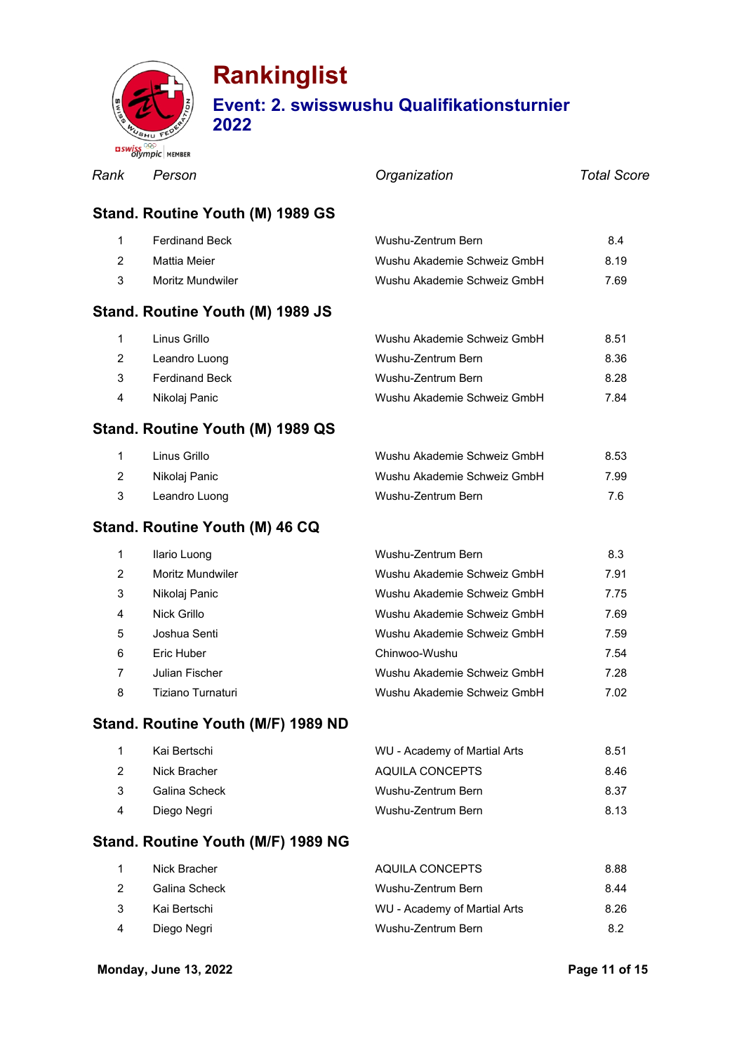# Rankinglist

## Event: 2. swisswushu Qualifikationsturnier 2022

| *Rank* | *Person* | *Organization* | *Total Score* |
|---|---|---|---|

### Stand. Routine Youth (M) 1989 GS

| Rank | Person | Organization | Total Score |
|---|---|---|---|
| 1 | Ferdinand Beck | Wushu-Zentrum Bern | 8.4 |
| 2 | Mattia Meier | Wushu Akademie Schweiz GmbH | 8.19 |
| 3 | Moritz Mundwiler | Wushu Akademie Schweiz GmbH | 7.69 |

### Stand. Routine Youth (M) 1989 JS

| Rank | Person | Organization | Total Score |
|---|---|---|---|
| 1 | Linus Grillo | Wushu Akademie Schweiz GmbH | 8.51 |
| 2 | Leandro Luong | Wushu-Zentrum Bern | 8.36 |
| 3 | Ferdinand Beck | Wushu-Zentrum Bern | 8.28 |
| 4 | Nikolaj Panic | Wushu Akademie Schweiz GmbH | 7.84 |

### Stand. Routine Youth (M) 1989 QS

| Rank | Person | Organization | Total Score |
|---|---|---|---|
| 1 | Linus Grillo | Wushu Akademie Schweiz GmbH | 8.53 |
| 2 | Nikolaj Panic | Wushu Akademie Schweiz GmbH | 7.99 |
| 3 | Leandro Luong | Wushu-Zentrum Bern | 7.6 |

### Stand. Routine Youth (M) 46 CQ

| Rank | Person | Organization | Total Score |
|---|---|---|---|
| 1 | Ilario Luong | Wushu-Zentrum Bern | 8.3 |
| 2 | Moritz Mundwiler | Wushu Akademie Schweiz GmbH | 7.91 |
| 3 | Nikolaj Panic | Wushu Akademie Schweiz GmbH | 7.75 |
| 4 | Nick Grillo | Wushu Akademie Schweiz GmbH | 7.69 |
| 5 | Joshua Senti | Wushu Akademie Schweiz GmbH | 7.59 |
| 6 | Eric Huber | Chinwoo-Wushu | 7.54 |
| 7 | Julian Fischer | Wushu Akademie Schweiz GmbH | 7.28 |
| 8 | Tiziano Turnaturi | Wushu Akademie Schweiz GmbH | 7.02 |

### Stand. Routine Youth (M/F) 1989 ND

| Rank | Person | Organization | Total Score |
|---|---|---|---|
| 1 | Kai Bertschi | WU - Academy of Martial Arts | 8.51 |
| 2 | Nick Bracher | AQUILA CONCEPTS | 8.46 |
| 3 | Galina Scheck | Wushu-Zentrum Bern | 8.37 |
| 4 | Diego Negri | Wushu-Zentrum Bern | 8.13 |

### Stand. Routine Youth (M/F) 1989 NG

| Rank | Person | Organization | Total Score |
|---|---|---|---|
| 1 | Nick Bracher | AQUILA CONCEPTS | 8.88 |
| 2 | Galina Scheck | Wushu-Zentrum Bern | 8.44 |
| 3 | Kai Bertschi | WU - Academy of Martial Arts | 8.26 |
| 4 | Diego Negri | Wushu-Zentrum Bern | 8.2 |

**Monday, June 13, 2022**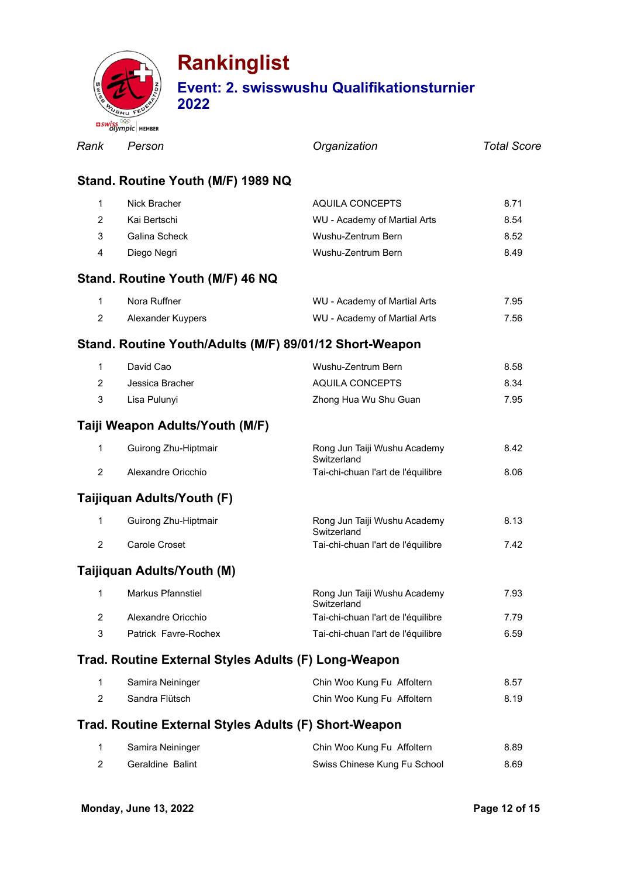# Rankinglist

## Event: 2. swisswushu Qualifikationsturnier 2022

| *Rank* | *Person* | *Organization* | *Total Score* |
|---|---|---|---|

### Stand. Routine Youth (M/F) 1989 NQ

| Rank | Person | Organization | Total Score |
|---|---|---|---|
| 1 | Nick Bracher | AQUILA CONCEPTS | 8.71 |
| 2 | Kai Bertschi | WU - Academy of Martial Arts | 8.54 |
| 3 | Galina Scheck | Wushu-Zentrum Bern | 8.52 |
| 4 | Diego Negri | Wushu-Zentrum Bern | 8.49 |

### Stand. Routine Youth (M/F) 46 NQ

| Rank | Person | Organization | Total Score |
|---|---|---|---|
| 1 | Nora Ruffner | WU - Academy of Martial Arts | 7.95 |
| 2 | Alexander Kuypers | WU - Academy of Martial Arts | 7.56 |

### Stand. Routine Youth/Adults (M/F) 89/01/12 Short-Weapon

| Rank | Person | Organization | Total Score |
|---|---|---|---|
| 1 | David Cao | Wushu-Zentrum Bern | 8.58 |
| 2 | Jessica Bracher | AQUILA CONCEPTS | 8.34 |
| 3 | Lisa Pulunyi | Zhong Hua Wu Shu Guan | 7.95 |

### Taiji Weapon Adults/Youth (M/F)

| Rank | Person | Organization | Total Score |
|---|---|---|---|
| 1 | Guirong Zhu-Hiptmair | Rong Jun Taiji Wushu Academy Switzerland | 8.42 |
| 2 | Alexandre Oricchio | Tai-chi-chuan l'art de l'équilibre | 8.06 |

### Taijiquan Adults/Youth (F)

| Rank | Person | Organization | Total Score |
|---|---|---|---|
| 1 | Guirong Zhu-Hiptmair | Rong Jun Taiji Wushu Academy Switzerland | 8.13 |
| 2 | Carole Croset | Tai-chi-chuan l'art de l'équilibre | 7.42 |

### Taijiquan Adults/Youth (M)

| Rank | Person | Organization | Total Score |
|---|---|---|---|
| 1 | Markus Pfannstiel | Rong Jun Taiji Wushu Academy Switzerland | 7.93 |
| 2 | Alexandre Oricchio | Tai-chi-chuan l'art de l'équilibre | 7.79 |
| 3 | Patrick Favre-Rochex | Tai-chi-chuan l'art de l'équilibre | 6.59 |

### Trad. Routine External Styles Adults (F) Long-Weapon

| Rank | Person | Organization | Total Score |
|---|---|---|---|
| 1 | Samira Neininger | Chin Woo Kung Fu Affoltern | 8.57 |
| 2 | Sandra Flütsch | Chin Woo Kung Fu Affoltern | 8.19 |

### Trad. Routine External Styles Adults (F) Short-Weapon

| Rank | Person | Organization | Total Score |
|---|---|---|---|
| 1 | Samira Neininger | Chin Woo Kung Fu Affoltern | 8.89 |
| 2 | Geraldine Balint | Swiss Chinese Kung Fu School | 8.69 |

**Monday, June 13, 2022**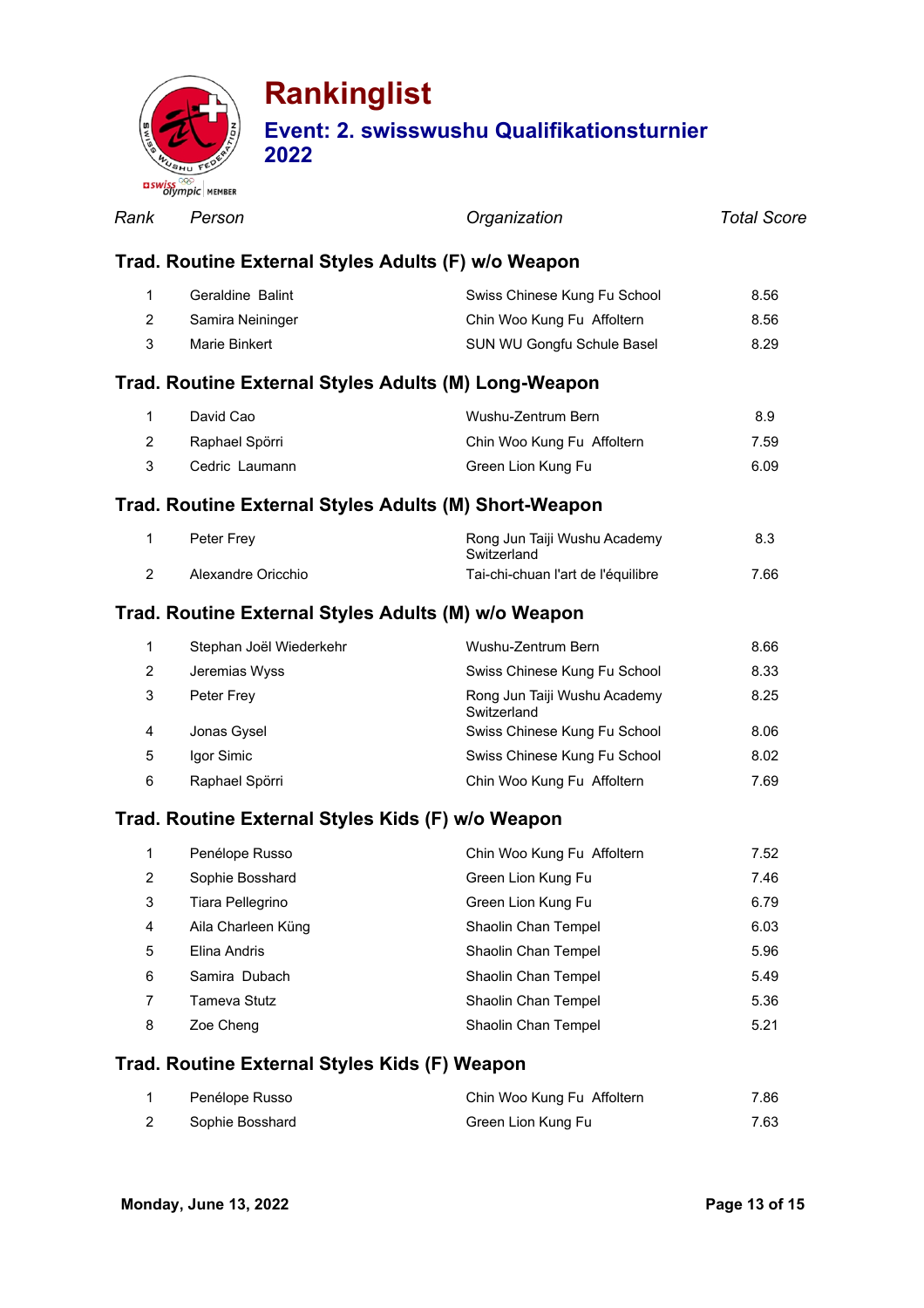# Rankinglist

## Event: 2. swisswushu Qualifikationsturnier 2022

### Trad. Routine External Styles Adults (F) w/o Weapon

| Rank | Person | Organization | Total Score |
|---|---|---|---|
| 1 | Geraldine Balint | Swiss Chinese Kung Fu School | 8.56 |
| 2 | Samira Neininger | Chin Woo Kung Fu Affoltern | 8.56 |
| 3 | Marie Binkert | SUN WU Gongfu Schule Basel | 8.29 |

### Trad. Routine External Styles Adults (M) Long-Weapon

| Rank | Person | Organization | Total Score |
|---|---|---|---|
| 1 | David Cao | Wushu-Zentrum Bern | 8.9 |
| 2 | Raphael Spörri | Chin Woo Kung Fu Affoltern | 7.59 |
| 3 | Cedric Laumann | Green Lion Kung Fu | 6.09 |

### Trad. Routine External Styles Adults (M) Short-Weapon

| Rank | Person | Organization | Total Score |
|---|---|---|---|
| 1 | Peter Frey | Rong Jun Taiji Wushu Academy Switzerland | 8.3 |
| 2 | Alexandre Oricchio | Tai-chi-chuan l'art de l'équilibre | 7.66 |

### Trad. Routine External Styles Adults (M) w/o Weapon

| Rank | Person | Organization | Total Score |
|---|---|---|---|
| 1 | Stephan Joël Wiederkehr | Wushu-Zentrum Bern | 8.66 |
| 2 | Jeremias Wyss | Swiss Chinese Kung Fu School | 8.33 |
| 3 | Peter Frey | Rong Jun Taiji Wushu Academy Switzerland | 8.25 |
| 4 | Jonas Gysel | Swiss Chinese Kung Fu School | 8.06 |
| 5 | Igor Simic | Swiss Chinese Kung Fu School | 8.02 |
| 6 | Raphael Spörri | Chin Woo Kung Fu Affoltern | 7.69 |

### Trad. Routine External Styles Kids (F) w/o Weapon

| Rank | Person | Organization | Total Score |
|---|---|---|---|
| 1 | Penélope Russo | Chin Woo Kung Fu Affoltern | 7.52 |
| 2 | Sophie Bosshard | Green Lion Kung Fu | 7.46 |
| 3 | Tiara Pellegrino | Green Lion Kung Fu | 6.79 |
| 4 | Aila Charleen Küng | Shaolin Chan Tempel | 6.03 |
| 5 | Elina Andris | Shaolin Chan Tempel | 5.96 |
| 6 | Samira Dubach | Shaolin Chan Tempel | 5.49 |
| 7 | Tameva Stutz | Shaolin Chan Tempel | 5.36 |
| 8 | Zoe Cheng | Shaolin Chan Tempel | 5.21 |

### Trad. Routine External Styles Kids (F) Weapon

| Rank | Person | Organization | Total Score |
|---|---|---|---|
| 1 | Penélope Russo | Chin Woo Kung Fu Affoltern | 7.86 |
| 2 | Sophie Bosshard | Green Lion Kung Fu | 7.63 |

Monday, June 13, 2022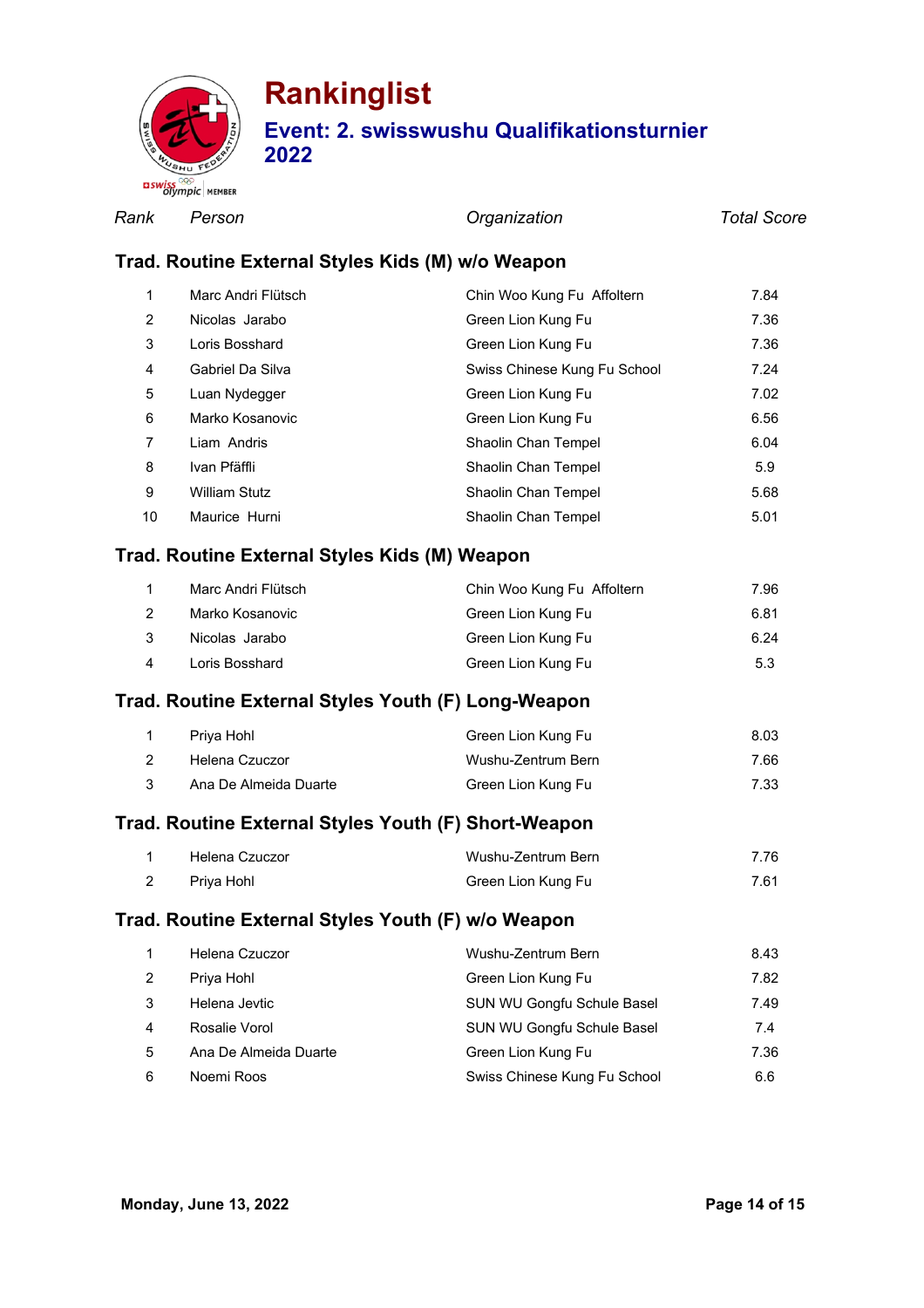# Rankinglist

## Event: 2. swisswushu Qualifikationsturnier 2022

| *Rank* | *Person* | *Organization* | *Total Score* |
|---|---|---|---|

### Trad. Routine External Styles Kids (M) w/o Weapon

| Rank | Person | Organization | Total Score |
|---|---|---|---|
| 1 | Marc Andri Flütsch | Chin Woo Kung Fu Affoltern | 7.84 |
| 2 | Nicolas Jarabo | Green Lion Kung Fu | 7.36 |
| 3 | Loris Bosshard | Green Lion Kung Fu | 7.36 |
| 4 | Gabriel Da Silva | Swiss Chinese Kung Fu School | 7.24 |
| 5 | Luan Nydegger | Green Lion Kung Fu | 7.02 |
| 6 | Marko Kosanovic | Green Lion Kung Fu | 6.56 |
| 7 | Liam Andris | Shaolin Chan Tempel | 6.04 |
| 8 | Ivan Pfäffli | Shaolin Chan Tempel | 5.9 |
| 9 | William Stutz | Shaolin Chan Tempel | 5.68 |
| 10 | Maurice Hurni | Shaolin Chan Tempel | 5.01 |

### Trad. Routine External Styles Kids (M) Weapon

| Rank | Person | Organization | Total Score |
|---|---|---|---|
| 1 | Marc Andri Flütsch | Chin Woo Kung Fu Affoltern | 7.96 |
| 2 | Marko Kosanovic | Green Lion Kung Fu | 6.81 |
| 3 | Nicolas Jarabo | Green Lion Kung Fu | 6.24 |
| 4 | Loris Bosshard | Green Lion Kung Fu | 5.3 |

### Trad. Routine External Styles Youth (F) Long-Weapon

| Rank | Person | Organization | Total Score |
|---|---|---|---|
| 1 | Priya Hohl | Green Lion Kung Fu | 8.03 |
| 2 | Helena Czuczor | Wushu-Zentrum Bern | 7.66 |
| 3 | Ana De Almeida Duarte | Green Lion Kung Fu | 7.33 |

### Trad. Routine External Styles Youth (F) Short-Weapon

| Rank | Person | Organization | Total Score |
|---|---|---|---|
| 1 | Helena Czuczor | Wushu-Zentrum Bern | 7.76 |
| 2 | Priya Hohl | Green Lion Kung Fu | 7.61 |

### Trad. Routine External Styles Youth (F) w/o Weapon

| Rank | Person | Organization | Total Score |
|---|---|---|---|
| 1 | Helena Czuczor | Wushu-Zentrum Bern | 8.43 |
| 2 | Priya Hohl | Green Lion Kung Fu | 7.82 |
| 3 | Helena Jevtic | SUN WU Gongfu Schule Basel | 7.49 |
| 4 | Rosalie Vorol | SUN WU Gongfu Schule Basel | 7.4 |
| 5 | Ana De Almeida Duarte | Green Lion Kung Fu | 7.36 |
| 6 | Noemi Roos | Swiss Chinese Kung Fu School | 6.6 |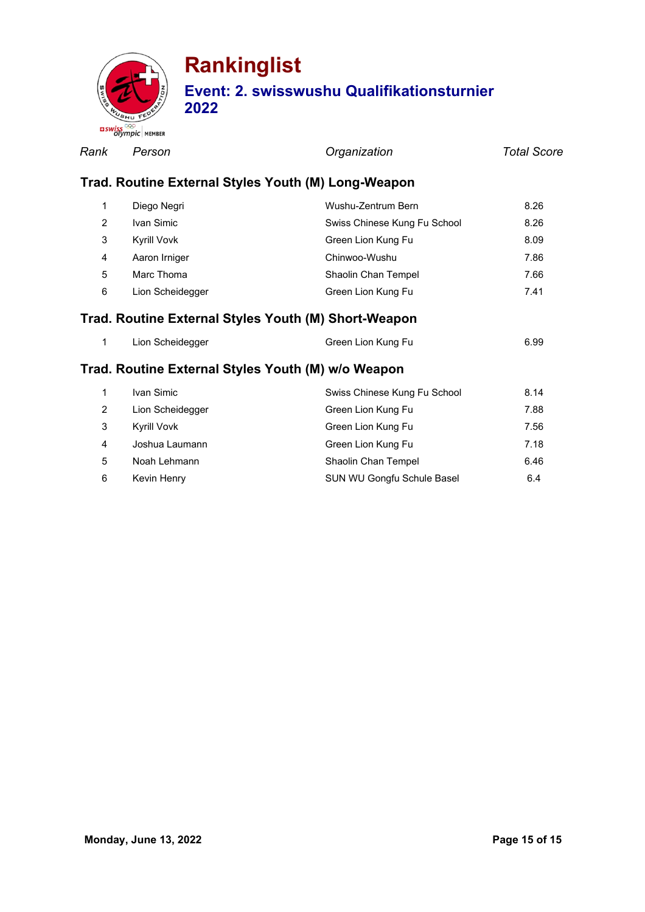# Rankinglist

## Event: 2. swisswushu Qualifikationsturnier 2022

| *Rank* | *Person* | *Organization* | *Total Score* |
| --- | --- | --- | --- |

### Trad. Routine External Styles Youth (M) Long-Weapon

| Rank | Person | Organization | Total Score |
| --- | --- | --- | --- |
| 1 | Diego Negri | Wushu-Zentrum Bern | 8.26 |
| 2 | Ivan Simic | Swiss Chinese Kung Fu School | 8.26 |
| 3 | Kyrill Vovk | Green Lion Kung Fu | 8.09 |
| 4 | Aaron Irniger | Chinwoo-Wushu | 7.86 |
| 5 | Marc Thoma | Shaolin Chan Tempel | 7.66 |
| 6 | Lion Scheidegger | Green Lion Kung Fu | 7.41 |

### Trad. Routine External Styles Youth (M) Short-Weapon

| Rank | Person | Organization | Total Score |
| --- | --- | --- | --- |
| 1 | Lion Scheidegger | Green Lion Kung Fu | 6.99 |

### Trad. Routine External Styles Youth (M) w/o Weapon

| Rank | Person | Organization | Total Score |
| --- | --- | --- | --- |
| 1 | Ivan Simic | Swiss Chinese Kung Fu School | 8.14 |
| 2 | Lion Scheidegger | Green Lion Kung Fu | 7.88 |
| 3 | Kyrill Vovk | Green Lion Kung Fu | 7.56 |
| 4 | Joshua Laumann | Green Lion Kung Fu | 7.18 |
| 5 | Noah Lehmann | Shaolin Chan Tempel | 6.46 |
| 6 | Kevin Henry | SUN WU Gongfu Schule Basel | 6.4 |

**Monday, June 13, 2022**